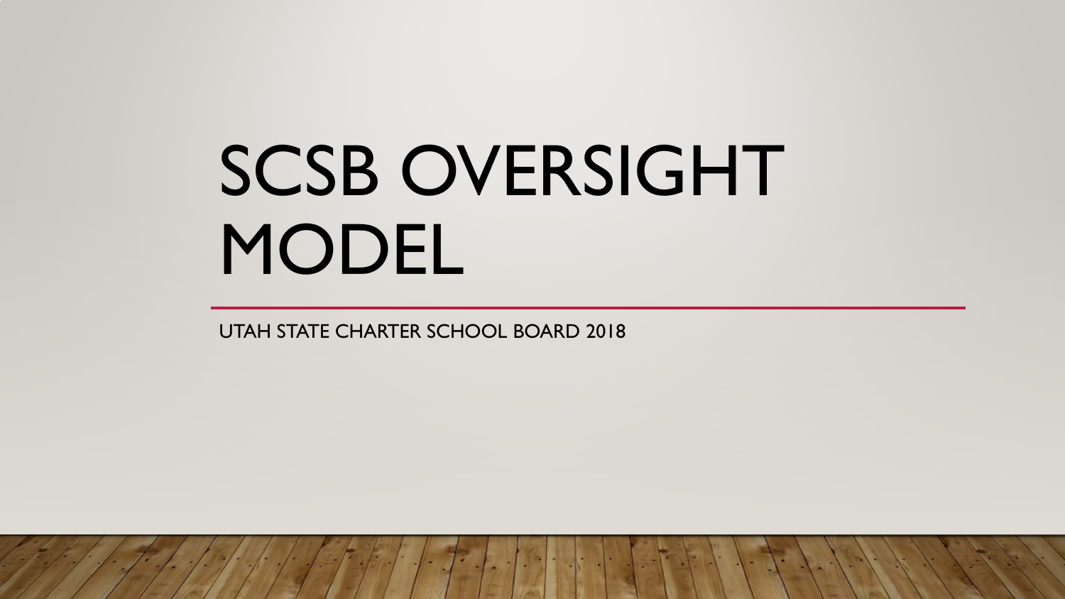# SCSB OVERSIGHT MODEL

UTAH STATE CHARTER SCHOOL BOARD 2018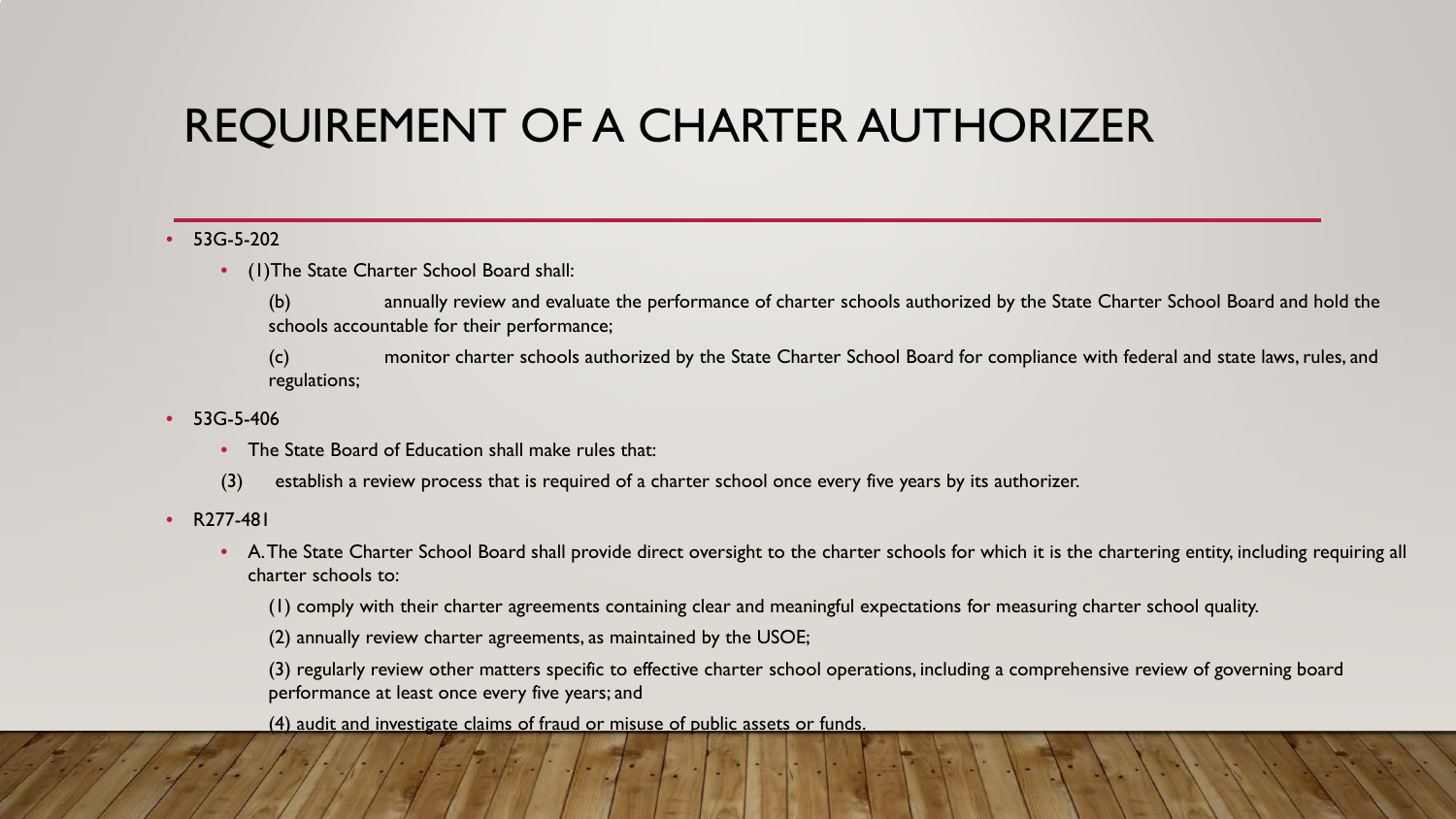# REQUIREMENT OF A CHARTER AUTHORIZER

- 53G-5-202
  - (1)The State Charter School Board shall:

    (b) annually review and evaluate the performance of charter schools authorized by the State Charter School Board and hold the schools accountable for their performance;

    (c) monitor charter schools authorized by the State Charter School Board for compliance with federal and state laws, rules, and regulations;

- 53G-5-406
  - The State Board of Education shall make rules that:

  (3) establish a review process that is required of a charter school once every five years by its authorizer.

- R277-481
  - A. The State Charter School Board shall provide direct oversight to the charter schools for which it is the chartering entity, including requiring all charter schools to:

    (1) comply with their charter agreements containing clear and meaningful expectations for measuring charter school quality.

    (2) annually review charter agreements, as maintained by the USOE;

    (3) regularly review other matters specific to effective charter school operations, including a comprehensive review of governing board performance at least once every five years; and

    (4) audit and investigate claims of fraud or misuse of public assets or funds.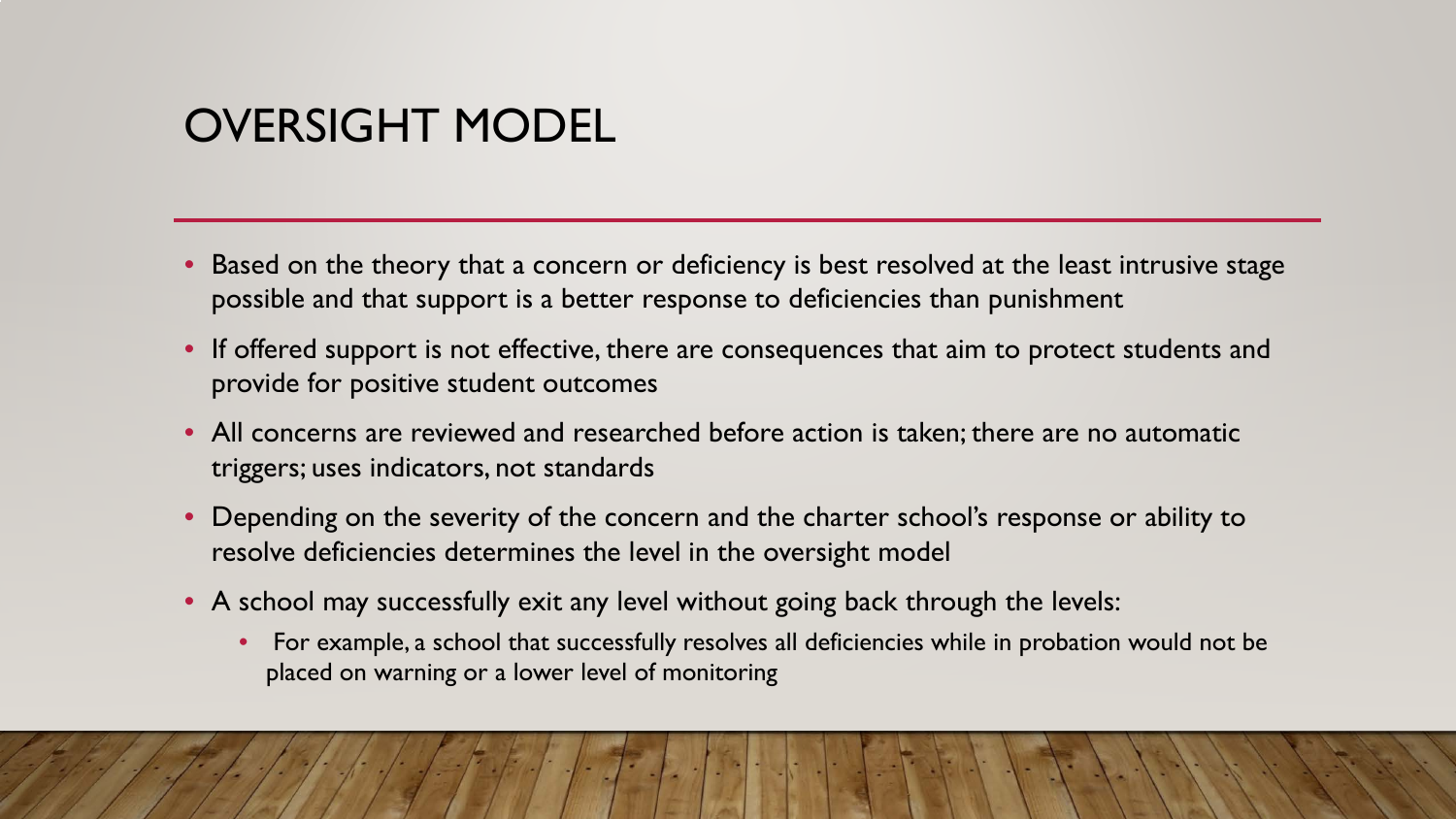# OVERSIGHT MODEL

- Based on the theory that a concern or deficiency is best resolved at the least intrusive stage possible and that support is a better response to deficiencies than punishment
- If offered support is not effective, there are consequences that aim to protect students and provide for positive student outcomes
- All concerns are reviewed and researched before action is taken; there are no automatic triggers; uses indicators, not standards
- Depending on the severity of the concern and the charter school's response or ability to resolve deficiencies determines the level in the oversight model
- A school may successfully exit any level without going back through the levels:
  - For example, a school that successfully resolves all deficiencies while in probation would not be placed on warning or a lower level of monitoring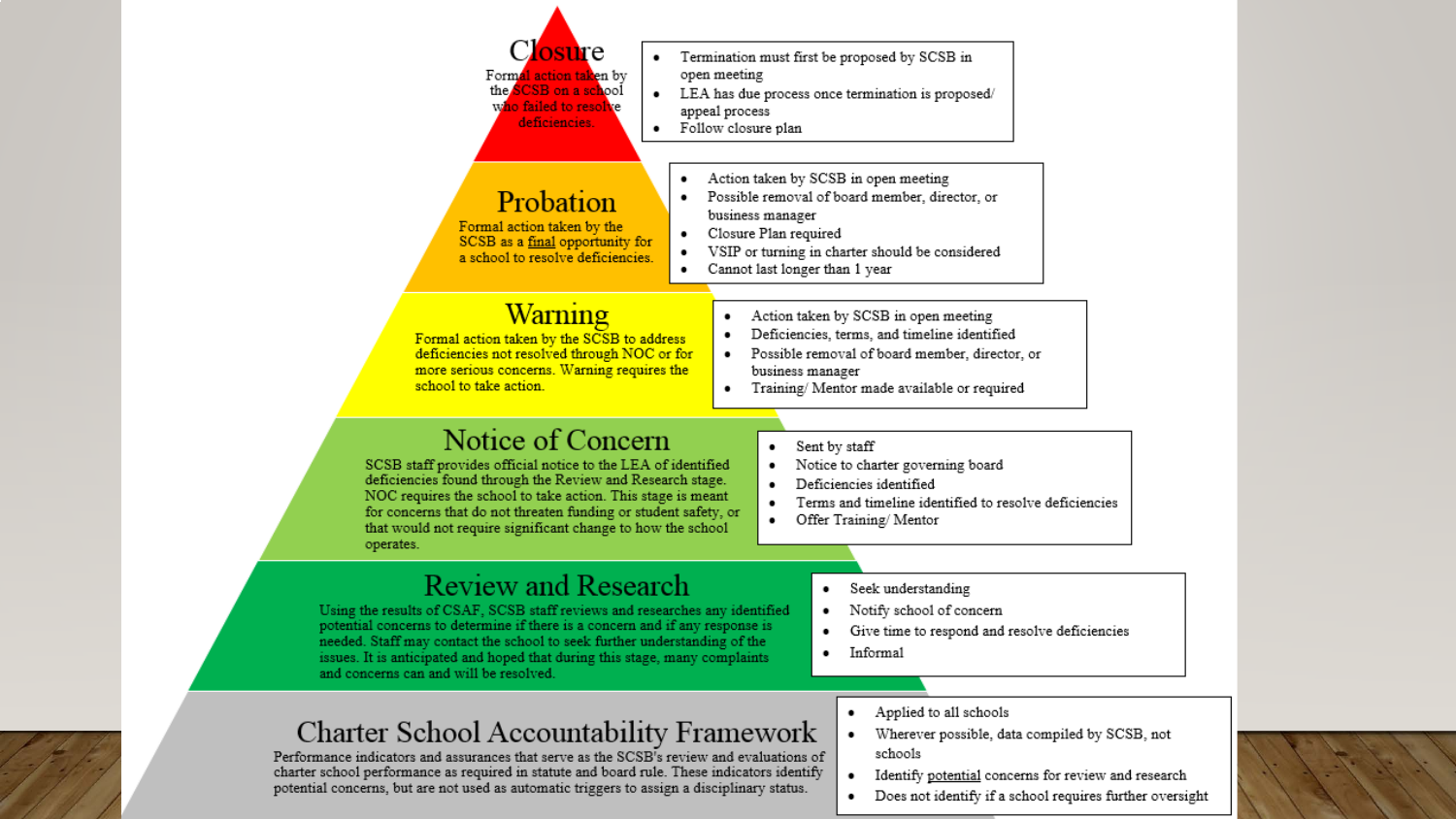## Closure

Formal action taken by the SCSB on a school who failed to resolve deficiencies.

- Termination must first be proposed by SCSB in open meeting
- LEA has due process once termination is proposed/ appeal process
- Follow closure plan

## Probation

Formal action taken by the SCSB as a final opportunity for a school to resolve deficiencies.

- Action taken by SCSB in open meeting
- Possible removal of board member, director, or business manager
- Closure Plan required
- VSIP or turning in charter should be considered
- Cannot last longer than 1 year

## Warning

Formal action taken by the SCSB to address deficiencies not resolved through NOC or for more serious concerns. Warning requires the school to take action.

- Action taken by SCSB in open meeting
- Deficiencies, terms, and timeline identified
- Possible removal of board member, director, or business manager
- Training/ Mentor made available or required

## Notice of Concern

SCSB staff provides official notice to the LEA of identified deficiencies found through the Review and Research stage. NOC requires the school to take action. This stage is meant for concerns that do not threaten funding or student safety, or that would not require significant change to how the school operates.

- Sent by staff
- Notice to charter governing board
- Deficiencies identified
- Terms and timeline identified to resolve deficiencies
- Offer Training/ Mentor

## Review and Research

Using the results of CSAF, SCSB staff reviews and researches any identified potential concerns to determine if there is a concern and if any response is needed. Staff may contact the school to seek further understanding of the issues. It is anticipated and hoped that during this stage, many complaints and concerns can and will be resolved.

- Seek understanding
- Notify school of concern
- Give time to respond and resolve deficiencies
- Informal

## Charter School Accountability Framework

Performance indicators and assurances that serve as the SCSB's review and evaluations of charter school performance as required in statute and board rule. These indicators identify potential concerns, but are not used as automatic triggers to assign a disciplinary status.

- Applied to all schools
- Wherever possible, data compiled by SCSB, not schools
- Identify potential concerns for review and research
- Does not identify if a school requires further oversight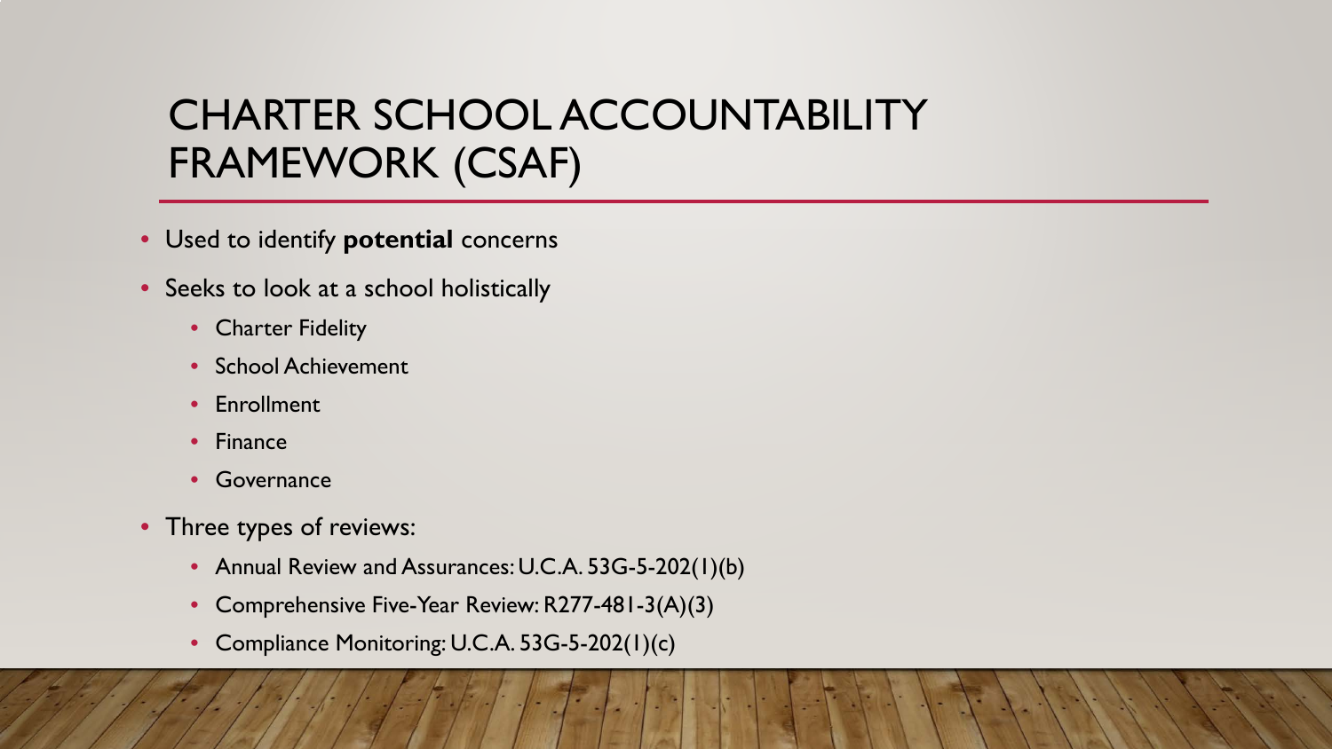# CHARTER SCHOOL ACCOUNTABILITY FRAMEWORK (CSAF)

- Used to identify **potential** concerns
- Seeks to look at a school holistically
  - Charter Fidelity
  - School Achievement
  - Enrollment
  - Finance
  - Governance
- Three types of reviews:
  - Annual Review and Assurances: U.C.A. 53G-5-202(1)(b)
  - Comprehensive Five-Year Review: R277-481-3(A)(3)
  - Compliance Monitoring: U.C.A. 53G-5-202(1)(c)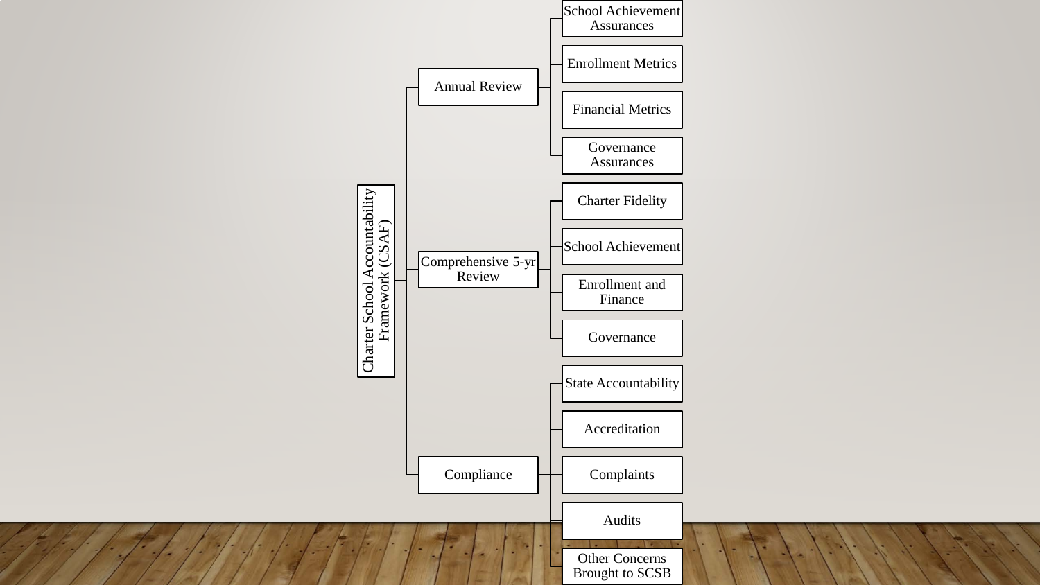# Charter School Accountability Framework (CSAF)

- Annual Review
  - School Achievement Assurances
  - Enrollment Metrics
  - Financial Metrics
  - Governance Assurances
- Comprehensive 5-yr Review
  - Charter Fidelity
  - School Achievement
  - Enrollment and Finance
  - Governance
- Compliance
  - State Accountability
  - Accreditation
  - Complaints
  - Audits
  - Other Concerns Brought to SCSB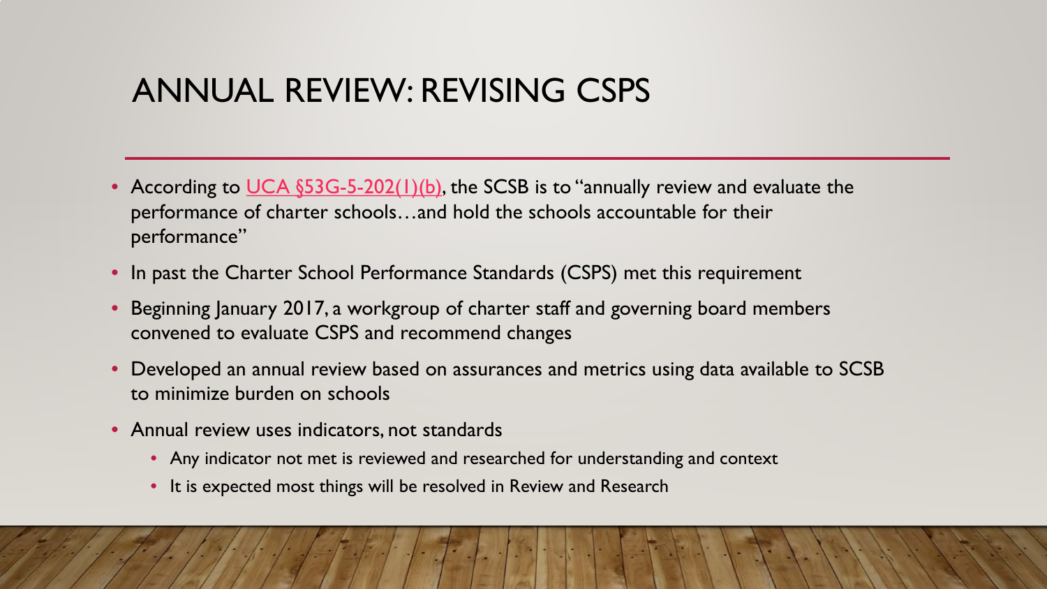# ANNUAL REVIEW: REVISING CSPS

- According to UCA §53G-5-202(1)(b), the SCSB is to "annually review and evaluate the performance of charter schools…and hold the schools accountable for their performance"
- In past the Charter School Performance Standards (CSPS) met this requirement
- Beginning January 2017, a workgroup of charter staff and governing board members convened to evaluate CSPS and recommend changes
- Developed an annual review based on assurances and metrics using data available to SCSB to minimize burden on schools
- Annual review uses indicators, not standards
  - Any indicator not met is reviewed and researched for understanding and context
  - It is expected most things will be resolved in Review and Research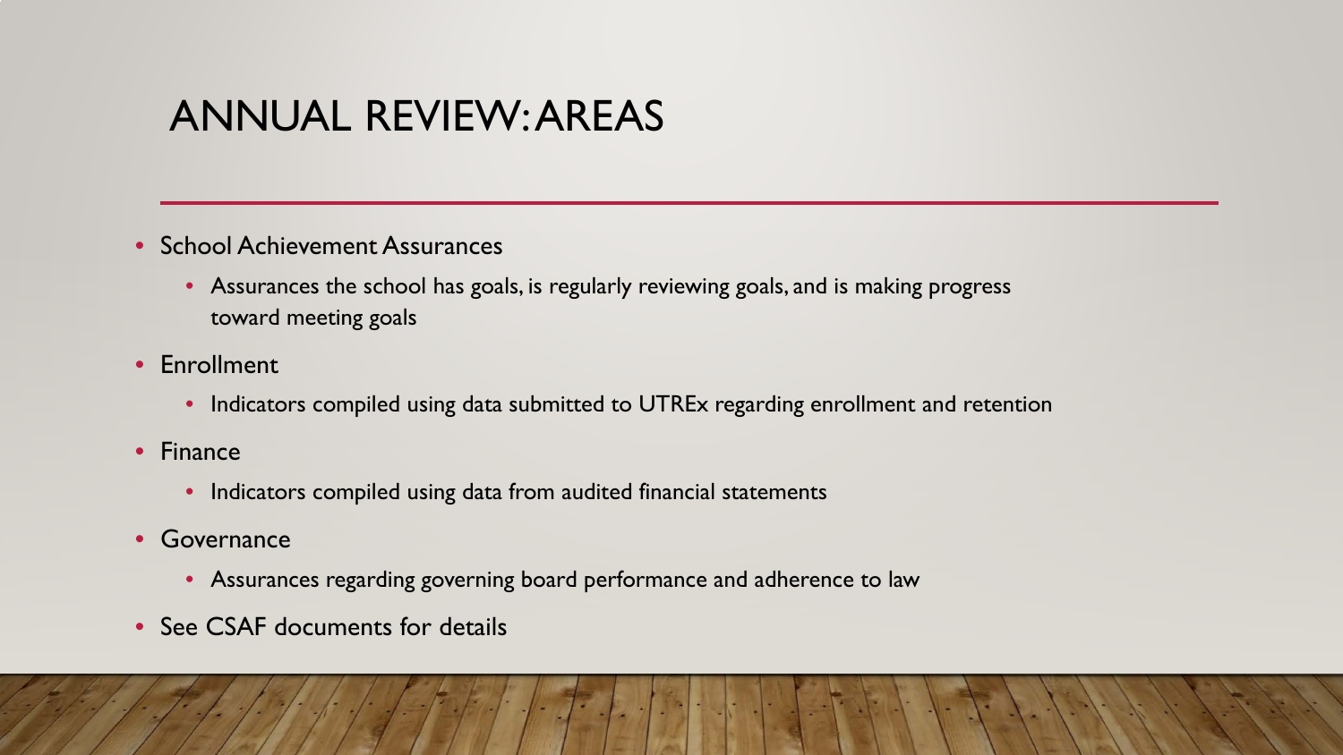# ANNUAL REVIEW: AREAS

- School Achievement Assurances
  - Assurances the school has goals, is regularly reviewing goals, and is making progress toward meeting goals
- Enrollment
  - Indicators compiled using data submitted to UTREx regarding enrollment and retention
- Finance
  - Indicators compiled using data from audited financial statements
- Governance
  - Assurances regarding governing board performance and adherence to law
- See CSAF documents for details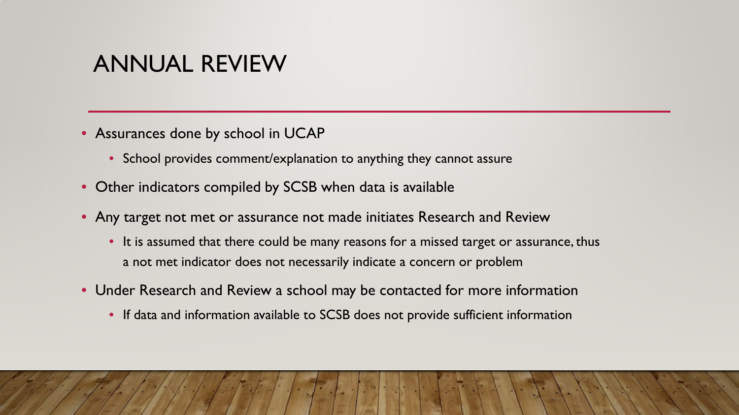# ANNUAL REVIEW

- Assurances done by school in UCAP
  - School provides comment/explanation to anything they cannot assure
- Other indicators compiled by SCSB when data is available
- Any target not met or assurance not made initiates Research and Review
  - It is assumed that there could be many reasons for a missed target or assurance, thus a not met indicator does not necessarily indicate a concern or problem
- Under Research and Review a school may be contacted for more information
  - If data and information available to SCSB does not provide sufficient information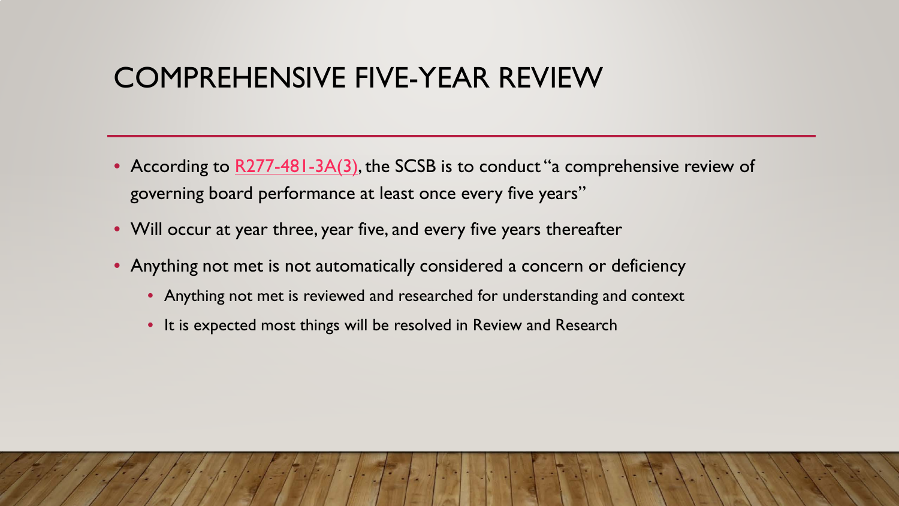# COMPREHENSIVE FIVE-YEAR REVIEW

- According to R277-481-3A(3), the SCSB is to conduct "a comprehensive review of governing board performance at least once every five years"
- Will occur at year three, year five, and every five years thereafter
- Anything not met is not automatically considered a concern or deficiency
  - Anything not met is reviewed and researched for understanding and context
  - It is expected most things will be resolved in Review and Research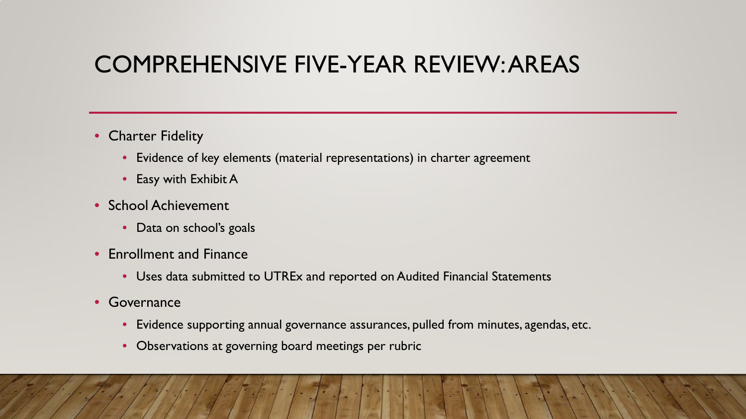# COMPREHENSIVE FIVE-YEAR REVIEW: AREAS

- Charter Fidelity
  - Evidence of key elements (material representations) in charter agreement
  - Easy with Exhibit A
- School Achievement
  - Data on school's goals
- Enrollment and Finance
  - Uses data submitted to UTREx and reported on Audited Financial Statements
- Governance
  - Evidence supporting annual governance assurances, pulled from minutes, agendas, etc.
  - Observations at governing board meetings per rubric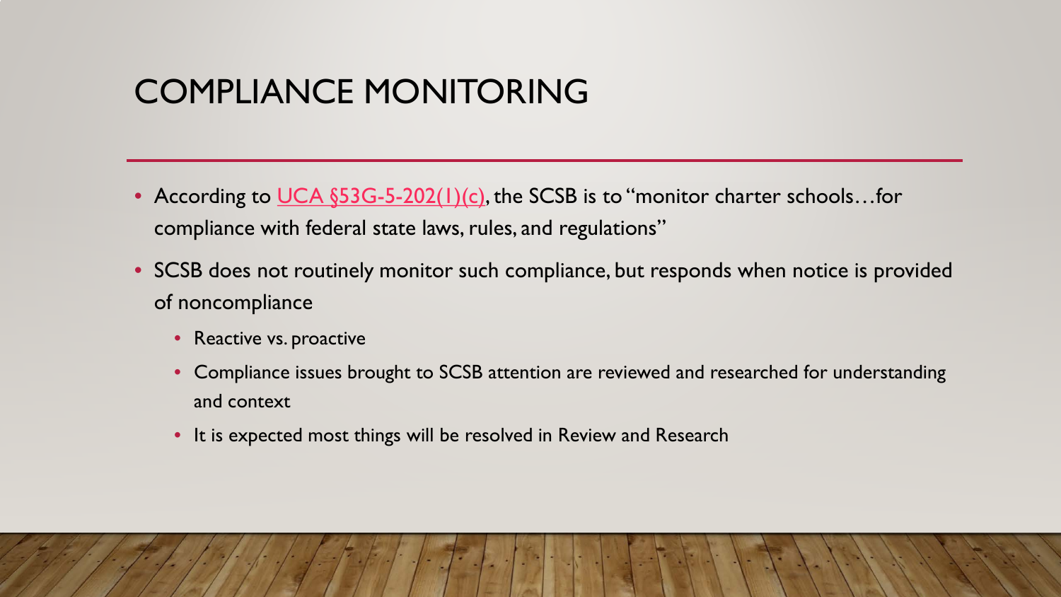# COMPLIANCE MONITORING

- According to UCA §53G-5-202(1)(c), the SCSB is to "monitor charter schools…for compliance with federal state laws, rules, and regulations"
- SCSB does not routinely monitor such compliance, but responds when notice is provided of noncompliance
  - Reactive vs. proactive
  - Compliance issues brought to SCSB attention are reviewed and researched for understanding and context
  - It is expected most things will be resolved in Review and Research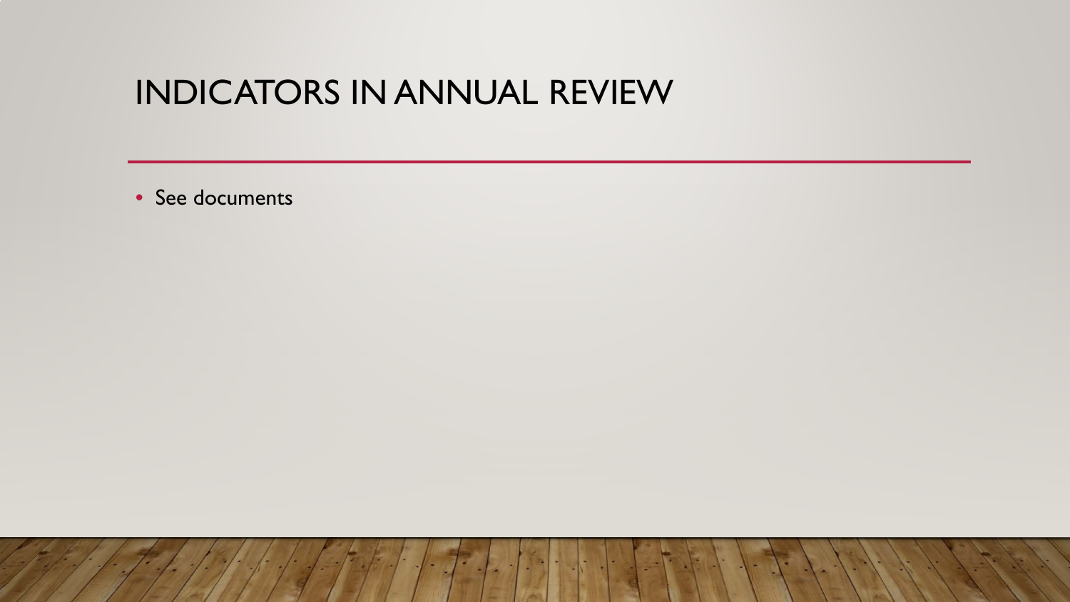# INDICATORS IN ANNUAL REVIEW

- See documents